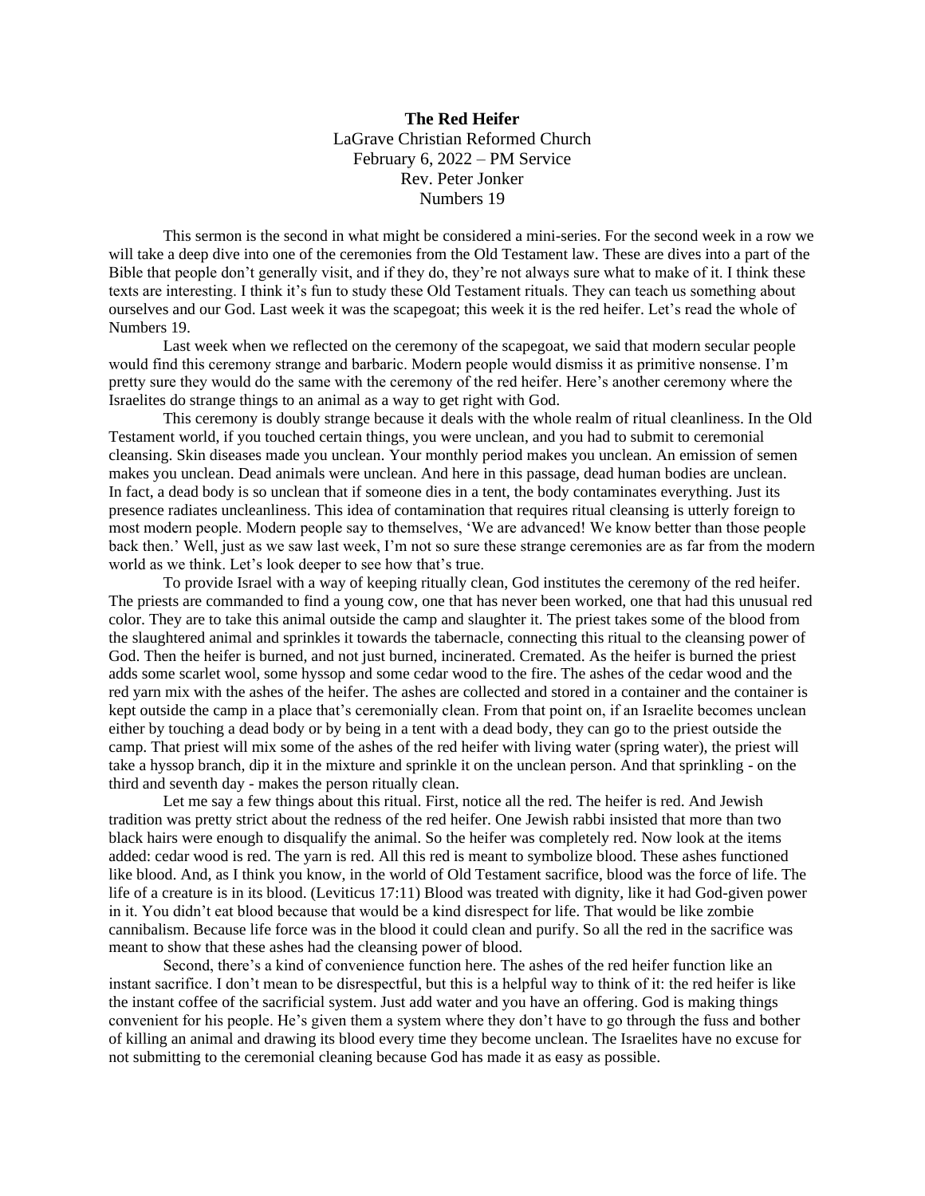# The Red Heifer

LaGrave Christian Reformed Church
February 6, 2022 – PM Service
Rev. Peter Jonker
Numbers 19

This sermon is the second in what might be considered a mini-series. For the second week in a row we will take a deep dive into one of the ceremonies from the Old Testament law. These are dives into a part of the Bible that people don't generally visit, and if they do, they're not always sure what to make of it. I think these texts are interesting. I think it's fun to study these Old Testament rituals. They can teach us something about ourselves and our God. Last week it was the scapegoat; this week it is the red heifer. Let's read the whole of Numbers 19.

Last week when we reflected on the ceremony of the scapegoat, we said that modern secular people would find this ceremony strange and barbaric. Modern people would dismiss it as primitive nonsense. I'm pretty sure they would do the same with the ceremony of the red heifer. Here's another ceremony where the Israelites do strange things to an animal as a way to get right with God.

This ceremony is doubly strange because it deals with the whole realm of ritual cleanliness. In the Old Testament world, if you touched certain things, you were unclean, and you had to submit to ceremonial cleansing. Skin diseases made you unclean. Your monthly period makes you unclean. An emission of semen makes you unclean. Dead animals were unclean. And here in this passage, dead human bodies are unclean. In fact, a dead body is so unclean that if someone dies in a tent, the body contaminates everything. Just its presence radiates uncleanliness. This idea of contamination that requires ritual cleansing is utterly foreign to most modern people. Modern people say to themselves, 'We are advanced! We know better than those people back then.' Well, just as we saw last week, I'm not so sure these strange ceremonies are as far from the modern world as we think. Let's look deeper to see how that's true.

To provide Israel with a way of keeping ritually clean, God institutes the ceremony of the red heifer. The priests are commanded to find a young cow, one that has never been worked, one that had this unusual red color. They are to take this animal outside the camp and slaughter it. The priest takes some of the blood from the slaughtered animal and sprinkles it towards the tabernacle, connecting this ritual to the cleansing power of God. Then the heifer is burned, and not just burned, incinerated. Cremated. As the heifer is burned the priest adds some scarlet wool, some hyssop and some cedar wood to the fire. The ashes of the cedar wood and the red yarn mix with the ashes of the heifer. The ashes are collected and stored in a container and the container is kept outside the camp in a place that's ceremonially clean. From that point on, if an Israelite becomes unclean either by touching a dead body or by being in a tent with a dead body, they can go to the priest outside the camp. That priest will mix some of the ashes of the red heifer with living water (spring water), the priest will take a hyssop branch, dip it in the mixture and sprinkle it on the unclean person. And that sprinkling - on the third and seventh day - makes the person ritually clean.

Let me say a few things about this ritual. First, notice all the red. The heifer is red. And Jewish tradition was pretty strict about the redness of the red heifer. One Jewish rabbi insisted that more than two black hairs were enough to disqualify the animal. So the heifer was completely red. Now look at the items added: cedar wood is red. The yarn is red. All this red is meant to symbolize blood. These ashes functioned like blood. And, as I think you know, in the world of Old Testament sacrifice, blood was the force of life. The life of a creature is in its blood. (Leviticus 17:11) Blood was treated with dignity, like it had God-given power in it. You didn't eat blood because that would be a kind disrespect for life. That would be like zombie cannibalism. Because life force was in the blood it could clean and purify. So all the red in the sacrifice was meant to show that these ashes had the cleansing power of blood.

Second, there's a kind of convenience function here. The ashes of the red heifer function like an instant sacrifice. I don't mean to be disrespectful, but this is a helpful way to think of it: the red heifer is like the instant coffee of the sacrificial system. Just add water and you have an offering. God is making things convenient for his people. He's given them a system where they don't have to go through the fuss and bother of killing an animal and drawing its blood every time they become unclean. The Israelites have no excuse for not submitting to the ceremonial cleaning because God has made it as easy as possible.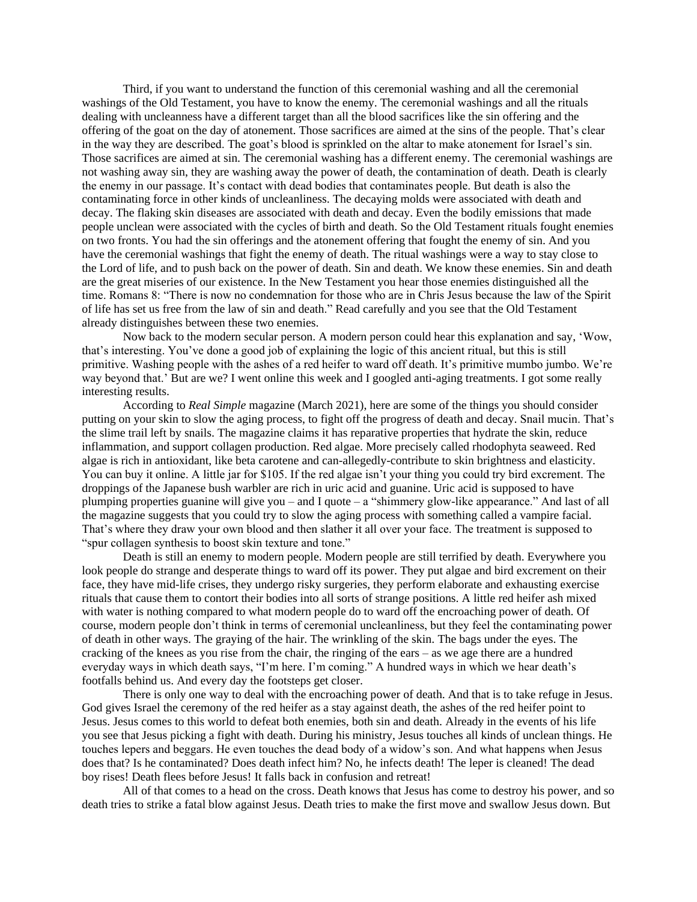Third, if you want to understand the function of this ceremonial washing and all the ceremonial washings of the Old Testament, you have to know the enemy. The ceremonial washings and all the rituals dealing with uncleanness have a different target than all the blood sacrifices like the sin offering and the offering of the goat on the day of atonement. Those sacrifices are aimed at the sins of the people. That's clear in the way they are described. The goat's blood is sprinkled on the altar to make atonement for Israel's sin. Those sacrifices are aimed at sin. The ceremonial washing has a different enemy. The ceremonial washings are not washing away sin, they are washing away the power of death, the contamination of death. Death is clearly the enemy in our passage. It's contact with dead bodies that contaminates people. But death is also the contaminating force in other kinds of uncleanliness. The decaying molds were associated with death and decay. The flaking skin diseases are associated with death and decay. Even the bodily emissions that made people unclean were associated with the cycles of birth and death. So the Old Testament rituals fought enemies on two fronts. You had the sin offerings and the atonement offering that fought the enemy of sin. And you have the ceremonial washings that fight the enemy of death. The ritual washings were a way to stay close to the Lord of life, and to push back on the power of death. Sin and death. We know these enemies. Sin and death are the great miseries of our existence. In the New Testament you hear those enemies distinguished all the time. Romans 8: "There is now no condemnation for those who are in Chris Jesus because the law of the Spirit of life has set us free from the law of sin and death." Read carefully and you see that the Old Testament already distinguishes between these two enemies.

Now back to the modern secular person. A modern person could hear this explanation and say, 'Wow, that's interesting. You've done a good job of explaining the logic of this ancient ritual, but this is still primitive. Washing people with the ashes of a red heifer to ward off death. It's primitive mumbo jumbo. We're way beyond that.' But are we? I went online this week and I googled anti-aging treatments. I got some really interesting results.

According to *Real Simple* magazine (March 2021), here are some of the things you should consider putting on your skin to slow the aging process, to fight off the progress of death and decay. Snail mucin. That's the slime trail left by snails. The magazine claims it has reparative properties that hydrate the skin, reduce inflammation, and support collagen production. Red algae. More precisely called rhodophyta seaweed. Red algae is rich in antioxidant, like beta carotene and can-allegedly-contribute to skin brightness and elasticity. You can buy it online. A little jar for $105. If the red algae isn't your thing you could try bird excrement. The droppings of the Japanese bush warbler are rich in uric acid and guanine. Uric acid is supposed to have plumping properties guanine will give you – and I quote – a "shimmery glow-like appearance." And last of all the magazine suggests that you could try to slow the aging process with something called a vampire facial. That's where they draw your own blood and then slather it all over your face. The treatment is supposed to "spur collagen synthesis to boost skin texture and tone."

Death is still an enemy to modern people. Modern people are still terrified by death. Everywhere you look people do strange and desperate things to ward off its power. They put algae and bird excrement on their face, they have mid-life crises, they undergo risky surgeries, they perform elaborate and exhausting exercise rituals that cause them to contort their bodies into all sorts of strange positions. A little red heifer ash mixed with water is nothing compared to what modern people do to ward off the encroaching power of death. Of course, modern people don't think in terms of ceremonial uncleanliness, but they feel the contaminating power of death in other ways. The graying of the hair. The wrinkling of the skin. The bags under the eyes. The cracking of the knees as you rise from the chair, the ringing of the ears – as we age there are a hundred everyday ways in which death says, "I'm here. I'm coming." A hundred ways in which we hear death's footfalls behind us. And every day the footsteps get closer.

There is only one way to deal with the encroaching power of death. And that is to take refuge in Jesus. God gives Israel the ceremony of the red heifer as a stay against death, the ashes of the red heifer point to Jesus. Jesus comes to this world to defeat both enemies, both sin and death. Already in the events of his life you see that Jesus picking a fight with death. During his ministry, Jesus touches all kinds of unclean things. He touches lepers and beggars. He even touches the dead body of a widow's son. And what happens when Jesus does that? Is he contaminated? Does death infect him? No, he infects death! The leper is cleaned! The dead boy rises! Death flees before Jesus! It falls back in confusion and retreat!

All of that comes to a head on the cross. Death knows that Jesus has come to destroy his power, and so death tries to strike a fatal blow against Jesus. Death tries to make the first move and swallow Jesus down. But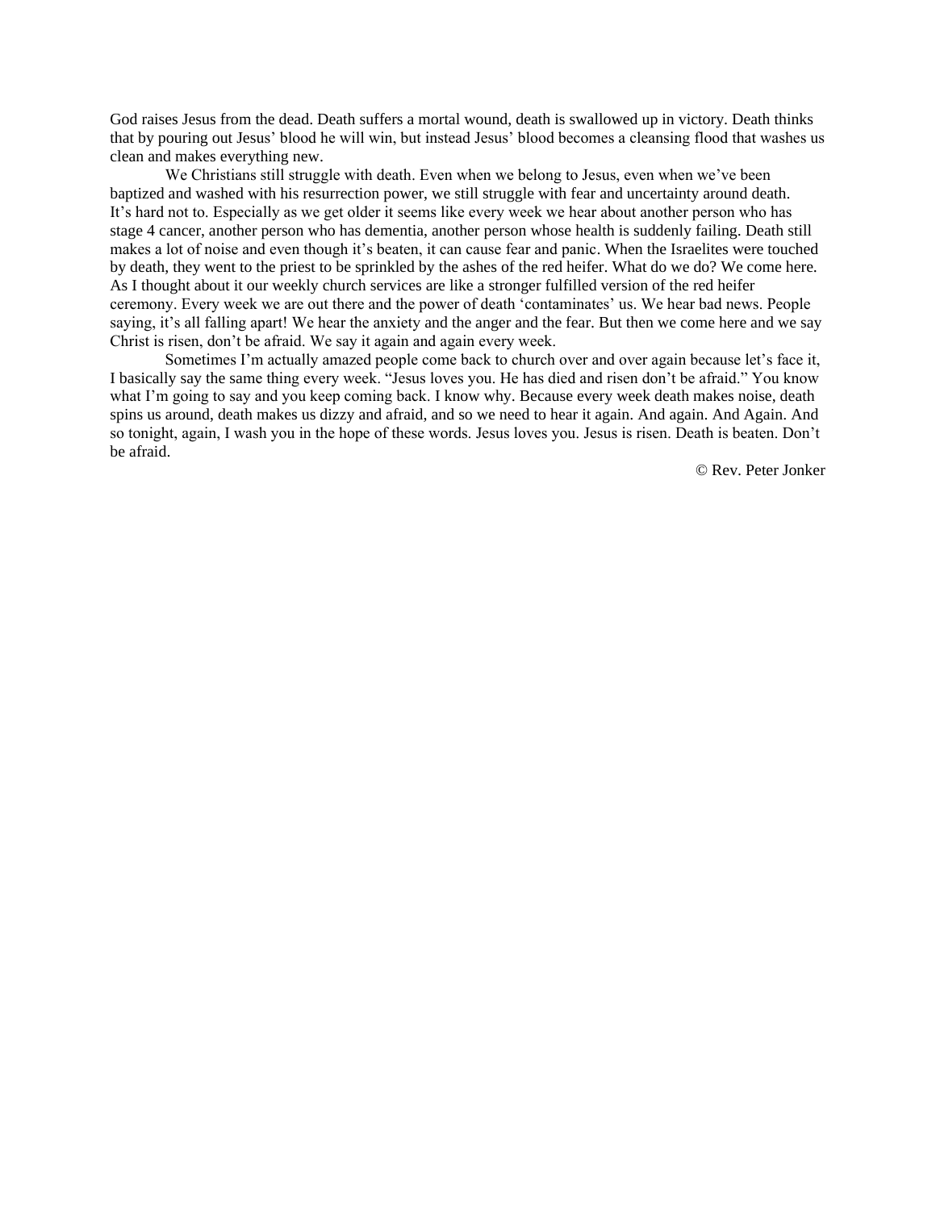God raises Jesus from the dead. Death suffers a mortal wound, death is swallowed up in victory. Death thinks that by pouring out Jesus' blood he will win, but instead Jesus' blood becomes a cleansing flood that washes us clean and makes everything new.

We Christians still struggle with death. Even when we belong to Jesus, even when we've been baptized and washed with his resurrection power, we still struggle with fear and uncertainty around death. It's hard not to. Especially as we get older it seems like every week we hear about another person who has stage 4 cancer, another person who has dementia, another person whose health is suddenly failing. Death still makes a lot of noise and even though it's beaten, it can cause fear and panic. When the Israelites were touched by death, they went to the priest to be sprinkled by the ashes of the red heifer. What do we do? We come here. As I thought about it our weekly church services are like a stronger fulfilled version of the red heifer ceremony. Every week we are out there and the power of death 'contaminates' us. We hear bad news. People saying, it's all falling apart! We hear the anxiety and the anger and the fear. But then we come here and we say Christ is risen, don't be afraid. We say it again and again every week.

Sometimes I'm actually amazed people come back to church over and over again because let's face it, I basically say the same thing every week. "Jesus loves you. He has died and risen don't be afraid." You know what I'm going to say and you keep coming back. I know why. Because every week death makes noise, death spins us around, death makes us dizzy and afraid, and so we need to hear it again. And again. And Again. And so tonight, again, I wash you in the hope of these words. Jesus loves you. Jesus is risen. Death is beaten. Don't be afraid.

© Rev. Peter Jonker